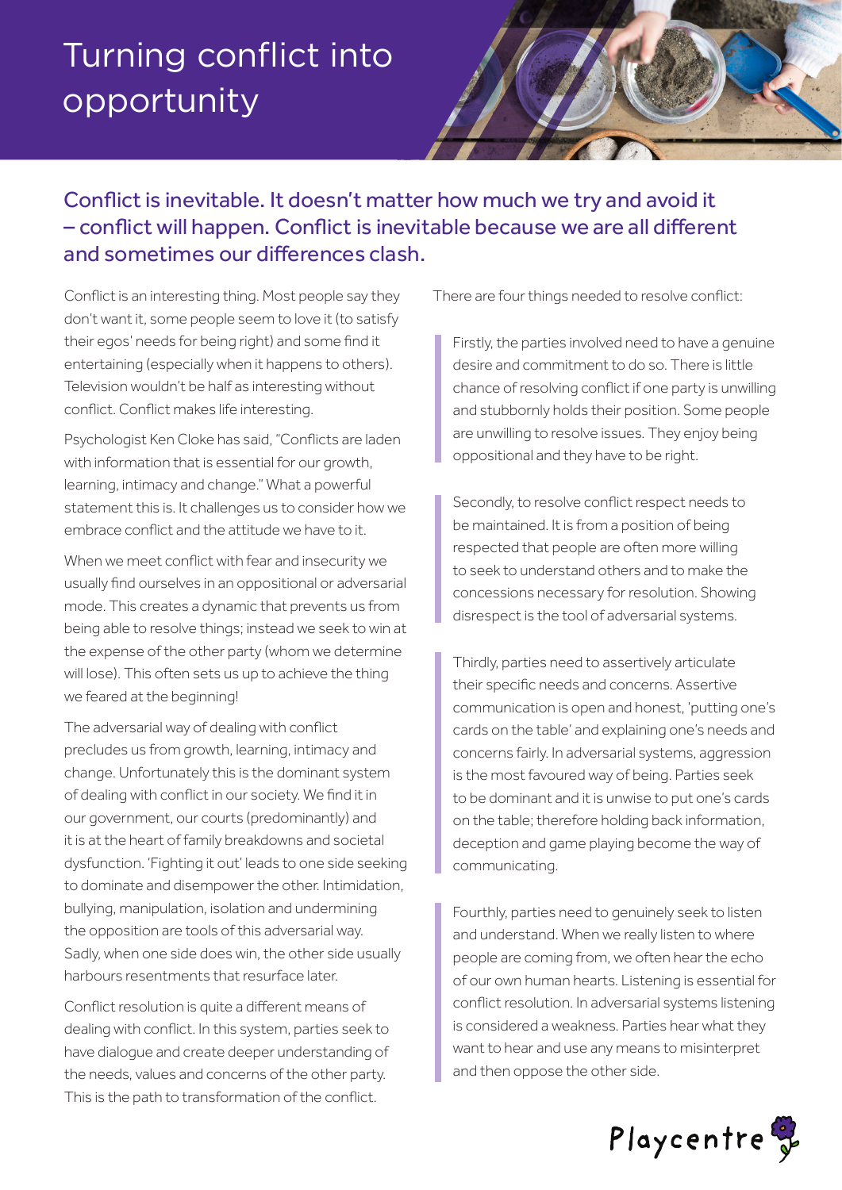# Turning conflict into opportunity

## Conflict is inevitable. It doesn't matter how much we try and avoid it – conflict will happen. Conflict is inevitable because we are all different and sometimes our differences clash.

Conflict is an interesting thing. Most people say they don't want it, some people seem to love it (to satisfy their egos' needs for being right) and some find it entertaining (especially when it happens to others). Television wouldn't be half as interesting without conflict. Conflict makes life interesting.

Psychologist Ken Cloke has said, "Conflicts are laden with information that is essential for our growth, learning, intimacy and change." What a powerful statement this is. It challenges us to consider how we embrace conflict and the attitude we have to it.

When we meet conflict with fear and insecurity we usually find ourselves in an oppositional or adversarial mode. This creates a dynamic that prevents us from being able to resolve things; instead we seek to win at the expense of the other party (whom we determine will lose). This often sets us up to achieve the thing we feared at the beginning!

The adversarial way of dealing with conflict precludes us from growth, learning, intimacy and change. Unfortunately this is the dominant system of dealing with conflict in our society. We find it in our government, our courts (predominantly) and it is at the heart of family breakdowns and societal dysfunction. 'Fighting it out' leads to one side seeking to dominate and disempower the other. Intimidation, bullying, manipulation, isolation and undermining the opposition are tools of this adversarial way. Sadly, when one side does win, the other side usually harbours resentments that resurface later.

Conflict resolution is quite a different means of dealing with conflict. In this system, parties seek to have dialogue and create deeper understanding of the needs, values and concerns of the other party. This is the path to transformation of the conflict.

There are four things needed to resolve conflict:

> Firstly, the parties involved need to have a genuine desire and commitment to do so. There is little chance of resolving conflict if one party is unwilling and stubbornly holds their position. Some people are unwilling to resolve issues. They enjoy being oppositional and they have to be right.

> Secondly, to resolve conflict respect needs to be maintained. It is from a position of being respected that people are often more willing to seek to understand others and to make the concessions necessary for resolution. Showing disrespect is the tool of adversarial systems.

> Thirdly, parties need to assertively articulate their specific needs and concerns. Assertive communication is open and honest, 'putting one's cards on the table' and explaining one's needs and concerns fairly. In adversarial systems, aggression is the most favoured way of being. Parties seek to be dominant and it is unwise to put one's cards on the table; therefore holding back information, deception and game playing become the way of communicating.

> Fourthly, parties need to genuinely seek to listen and understand. When we really listen to where people are coming from, we often hear the echo of our own human hearts. Listening is essential for conflict resolution. In adversarial systems listening is considered a weakness. Parties hear what they want to hear and use any means to misinterpret and then oppose the other side.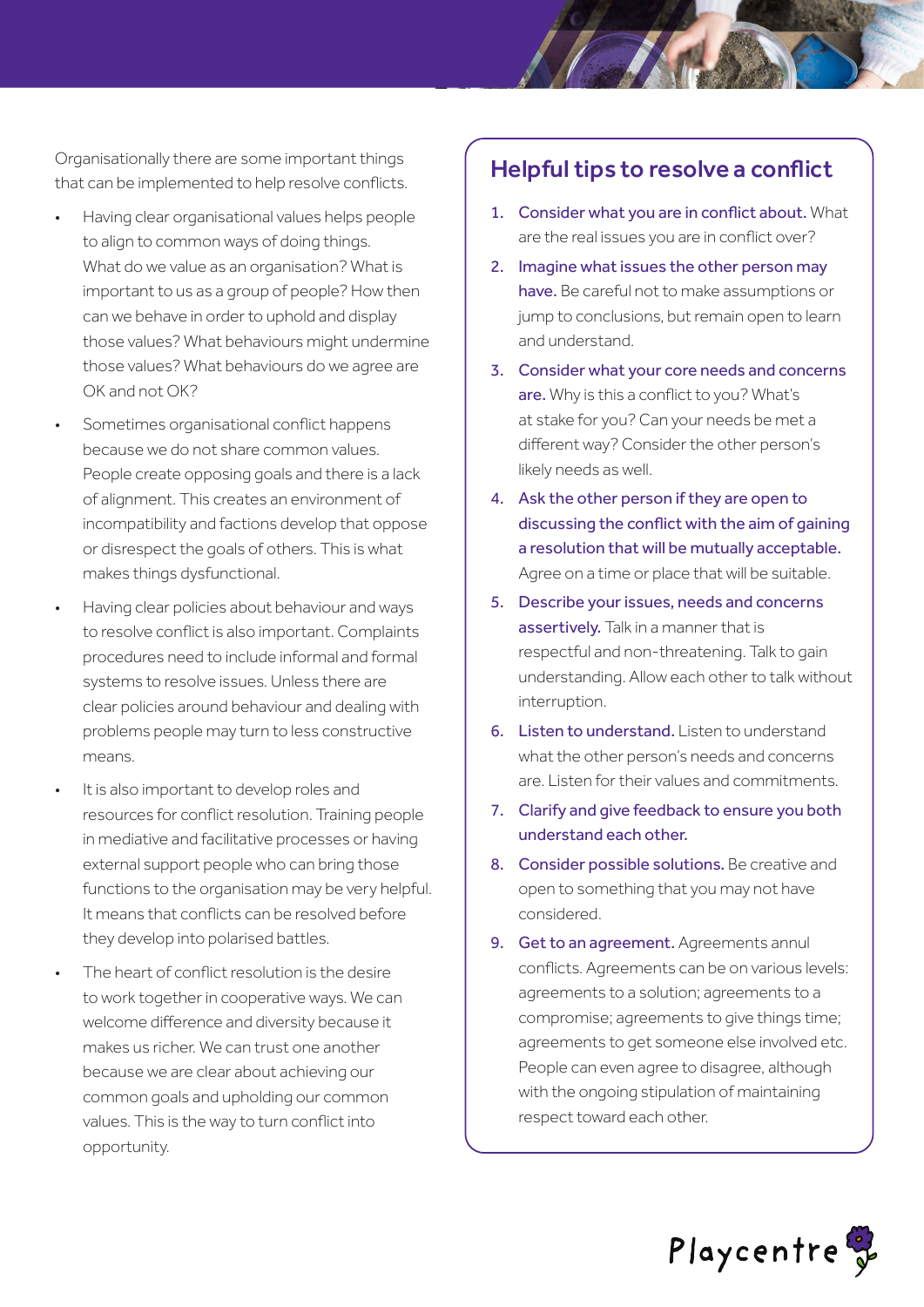Organisationally there are some important things that can be implemented to help resolve conflicts.

- Having clear organisational values helps people to align to common ways of doing things. What do we value as an organisation? What is important to us as a group of people? How then can we behave in order to uphold and display those values? What behaviours might undermine those values? What behaviours do we agree are OK and not OK?
- Sometimes organisational conflict happens because we do not share common values. People create opposing goals and there is a lack of alignment. This creates an environment of incompatibility and factions develop that oppose or disrespect the goals of others. This is what makes things dysfunctional.
- Having clear policies about behaviour and ways to resolve conflict is also important. Complaints procedures need to include informal and formal systems to resolve issues. Unless there are clear policies around behaviour and dealing with problems people may turn to less constructive means.
- It is also important to develop roles and resources for conflict resolution. Training people in mediative and facilitative processes or having external support people who can bring those functions to the organisation may be very helpful. It means that conflicts can be resolved before they develop into polarised battles.
- The heart of conflict resolution is the desire to work together in cooperative ways. We can welcome difference and diversity because it makes us richer. We can trust one another because we are clear about achieving our common goals and upholding our common values. This is the way to turn conflict into opportunity.

## Helpful tips to resolve a conflict

1. **Consider what you are in conflict about.** What are the real issues you are in conflict over?
2. **Imagine what issues the other person may have.** Be careful not to make assumptions or jump to conclusions, but remain open to learn and understand.
3. **Consider what your core needs and concerns are.** Why is this a conflict to you? What's at stake for you? Can your needs be met a different way? Consider the other person's likely needs as well.
4. **Ask the other person if they are open to discussing the conflict with the aim of gaining a resolution that will be mutually acceptable.** Agree on a time or place that will be suitable.
5. **Describe your issues, needs and concerns assertively.** Talk in a manner that is respectful and non-threatening. Talk to gain understanding. Allow each other to talk without interruption.
6. **Listen to understand.** Listen to understand what the other person's needs and concerns are. Listen for their values and commitments.
7. **Clarify and give feedback to ensure you both understand each other.**
8. **Consider possible solutions.** Be creative and open to something that you may not have considered.
9. **Get to an agreement.** Agreements annul conflicts. Agreements can be on various levels: agreements to a solution; agreements to a compromise; agreements to give things time; agreements to get someone else involved etc. People can even agree to disagree, although with the ongoing stipulation of maintaining respect toward each other.

Playcentre